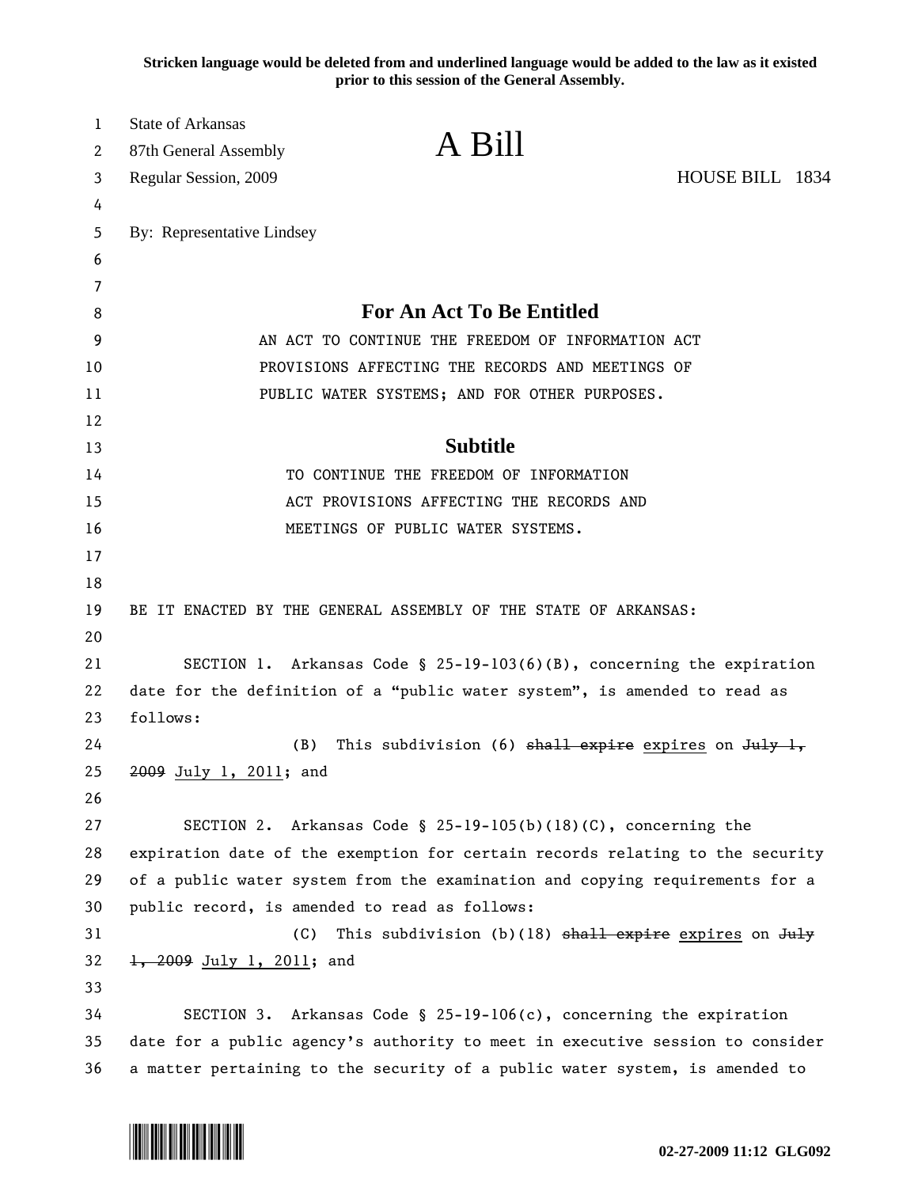Stricken language would be deleted from and underlined language would be added to the law as it existed prior to this session of the General Assembly.

State of Arkansas
87th General Assembly
Regular Session, 2009

# A Bill

HOUSE BILL 1834

By: Representative Lindsey

## For An Act To Be Entitled

AN ACT TO CONTINUE THE FREEDOM OF INFORMATION ACT PROVISIONS AFFECTING THE RECORDS AND MEETINGS OF PUBLIC WATER SYSTEMS; AND FOR OTHER PURPOSES.

## Subtitle

TO CONTINUE THE FREEDOM OF INFORMATION ACT PROVISIONS AFFECTING THE RECORDS AND MEETINGS OF PUBLIC WATER SYSTEMS.

BE IT ENACTED BY THE GENERAL ASSEMBLY OF THE STATE OF ARKANSAS:

SECTION 1. Arkansas Code § 25-19-103(6)(B), concerning the expiration date for the definition of a "public water system", is amended to read as follows:

(B) This subdivision (6) ~~shall expire~~ <u>expires</u> on ~~July 1, 2009~~ <u>July 1, 2011</u>; and

SECTION 2. Arkansas Code § 25-19-105(b)(18)(C), concerning the expiration date of the exemption for certain records relating to the security of a public water system from the examination and copying requirements for a public record, is amended to read as follows:

(C) This subdivision (b)(18) ~~shall expire~~ <u>expires</u> on ~~July 1, 2009~~ <u>July 1, 2011</u>; and

SECTION 3. Arkansas Code § 25-19-106(c), concerning the expiration date for a public agency's authority to meet in executive session to consider a matter pertaining to the security of a public water system, is amended to

02-27-2009 11:12 GLG092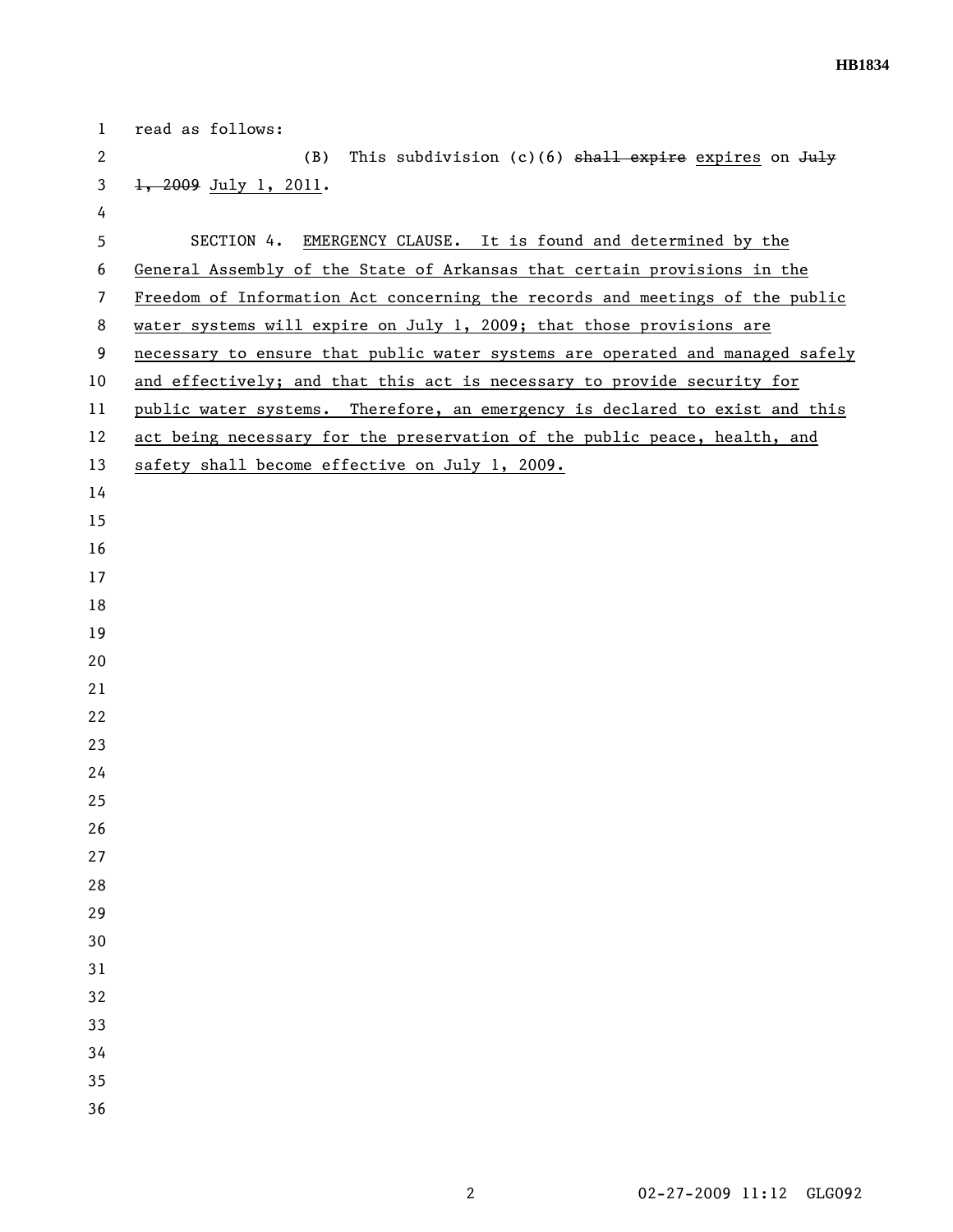read as follows:

(B) This subdivision (c)(6) ~~shall expire~~ expires on ~~July 1, 2009~~ July 1, 2011.

SECTION 4. EMERGENCY CLAUSE. It is found and determined by the General Assembly of the State of Arkansas that certain provisions in the Freedom of Information Act concerning the records and meetings of the public water systems will expire on July 1, 2009; that those provisions are necessary to ensure that public water systems are operated and managed safely and effectively; and that this act is necessary to provide security for public water systems. Therefore, an emergency is declared to exist and this act being necessary for the preservation of the public peace, health, and safety shall become effective on July 1, 2009.